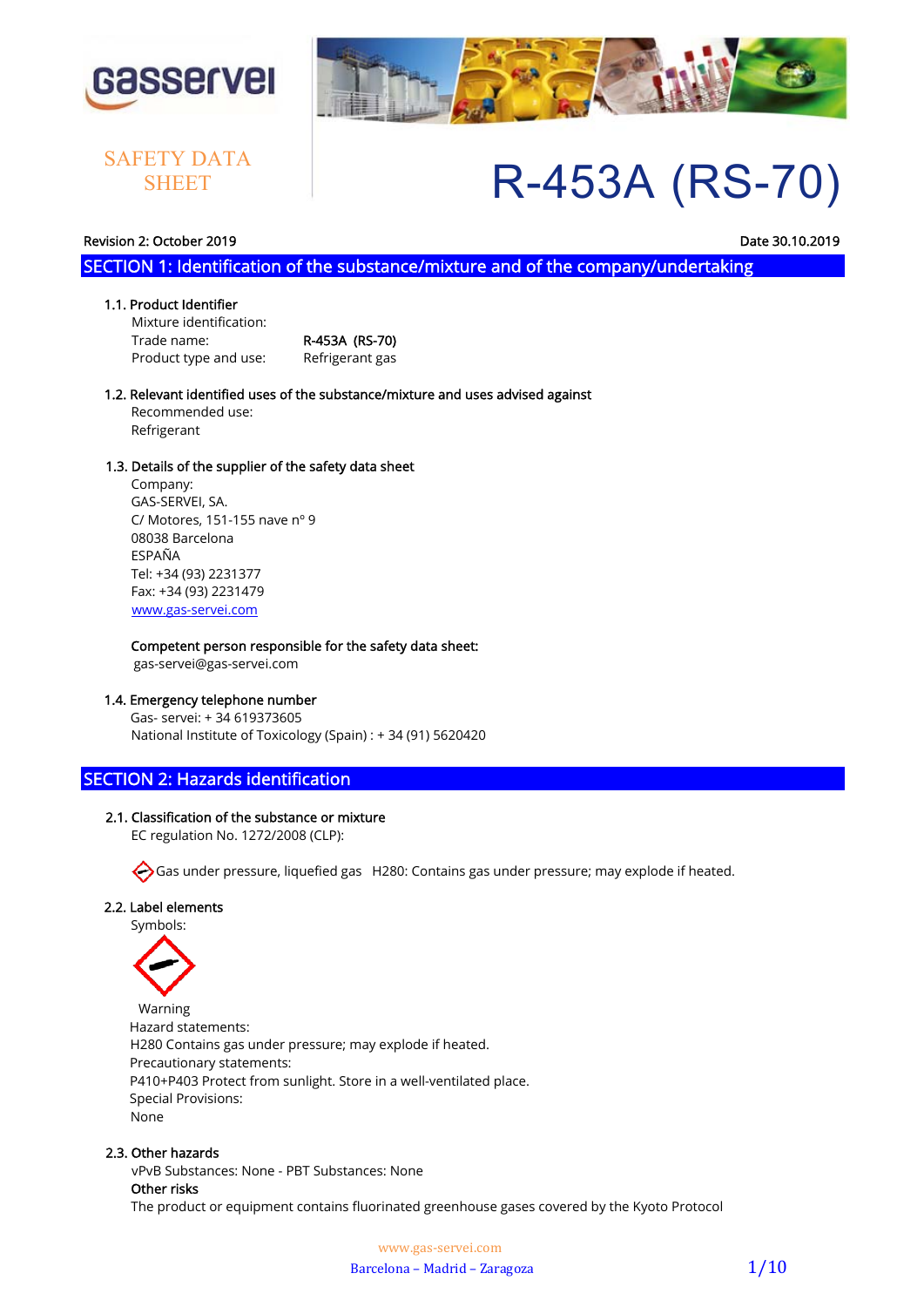gasservei

SAFETY DATA SHEET

# R-453A (RS-70)

**Revision 2: October 2019** **Date 30.10.2019**

## SECTION 1: Identification of the substance/mixture and of the company/undertaking

### 1.1. Product Identifier

Mixture identification:

| | |
|---|---|
| Trade name: | **R-453A (RS-70)** |
| Product type and use: | Refrigerant gas |

### 1.2. Relevant identified uses of the substance/mixture and uses advised against

Recommended use:
Refrigerant

### 1.3. Details of the supplier of the safety data sheet

Company:
GAS-SERVEI, SA.
C/ Motores, 151-155 nave nº 9
08038 Barcelona
ESPAÑA
Tel: +34 (93) 2231377
Fax: +34 (93) 2231479
www.gas-servei.com

**Competent person responsible for the safety data sheet:**
gas-servei@gas-servei.com

### 1.4. Emergency telephone number

Gas- servei: + 34 619373605
National Institute of Toxicology (Spain) : + 34 (91) 5620420

## SECTION 2: Hazards identification

### 2.1. Classification of the substance or mixture

EC regulation No. 1272/2008 (CLP):

Gas under pressure, liquefied gas H280: Contains gas under pressure; may explode if heated.

### 2.2. Label elements

Symbols:

Warning
Hazard statements:
H280 Contains gas under pressure; may explode if heated.
Precautionary statements:
P410+P403 Protect from sunlight. Store in a well-ventilated place.
Special Provisions:
None

### 2.3. Other hazards

vPvB Substances: None - PBT Substances: None

**Other risks**

The product or equipment contains fluorinated greenhouse gases covered by the Kyoto Protocol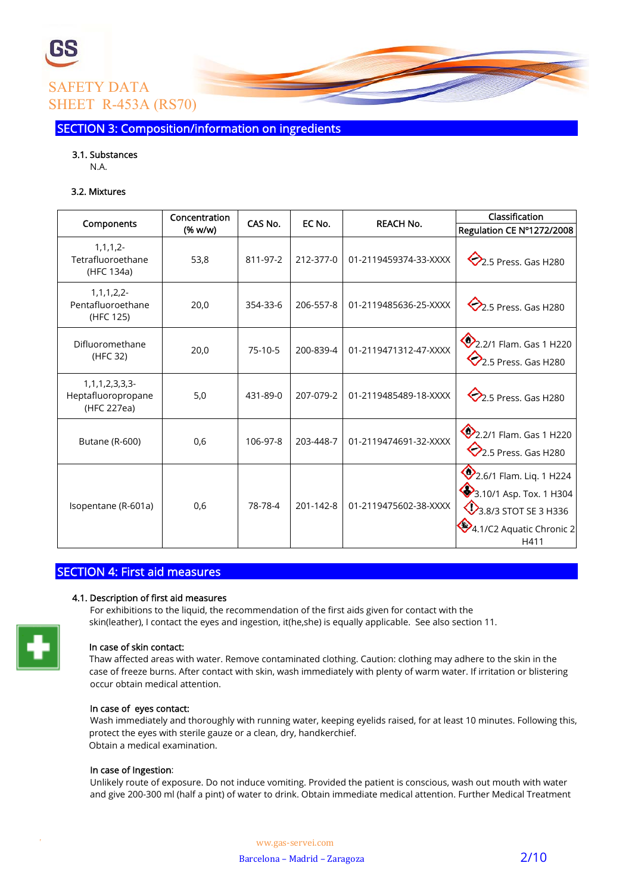## SECTION 3: Composition/information on ingredients

**3.1. Substances**

N.A.

**3.2. Mixtures**

| Components | Concentration (% w/w) | CAS No. | EC No. | REACH No. | Classification Regulation CE Nº1272/2008 |
|---|---|---|---|---|---|
| 1,1,1,2-Tetrafluoroethane (HFC 134a) | 53,8 | 811-97-2 | 212-377-0 | 01-2119459374-33-XXXX | 2.5 Press. Gas H280 |
| 1,1,1,2,2-Pentafluoroethane (HFC 125) | 20,0 | 354-33-6 | 206-557-8 | 01-2119485636-25-XXXX | 2.5 Press. Gas H280 |
| Difluoromethane (HFC 32) | 20,0 | 75-10-5 | 200-839-4 | 01-2119471312-47-XXXX | 2.2/1 Flam. Gas 1 H220<br>2.5 Press. Gas H280 |
| 1,1,1,2,3,3,3-Heptafluoropropane (HFC 227ea) | 5,0 | 431-89-0 | 207-079-2 | 01-2119485489-18-XXXX | 2.5 Press. Gas H280 |
| Butane (R-600) | 0,6 | 106-97-8 | 203-448-7 | 01-2119474691-32-XXXX | 2.2/1 Flam. Gas 1 H220<br>2.5 Press. Gas H280 |
| Isopentane (R-601a) | 0,6 | 78-78-4 | 201-142-8 | 01-2119475602-38-XXXX | 2.6/1 Flam. Liq. 1 H224<br>3.10/1 Asp. Tox. 1 H304<br>3.8/3 STOT SE 3 H336<br>4.1/C2 Aquatic Chronic 2 H411 |

## SECTION 4: First aid measures

**4.1. Description of first aid measures**

For exhibitions to the liquid, the recommendation of the first aids given for contact with the skin(leather), I contact the eyes and ingestion, it(he,she) is equally applicable. See also section 11.

**In case of skin contact:**

Thaw affected areas with water. Remove contaminated clothing. Caution: clothing may adhere to the skin in the case of freeze burns. After contact with skin, wash immediately with plenty of warm water. If irritation or blistering occur obtain medical attention.

**In case of eyes contact:**

Wash immediately and thoroughly with running water, keeping eyelids raised, for at least 10 minutes. Following this, protect the eyes with sterile gauze or a clean, dry, handkerchief.

Obtain a medical examination.

**In case of Ingestion**:

Unlikely route of exposure. Do not induce vomiting. Provided the patient is conscious, wash out mouth with water and give 200-300 ml (half a pint) of water to drink. Obtain immediate medical attention. Further Medical Treatment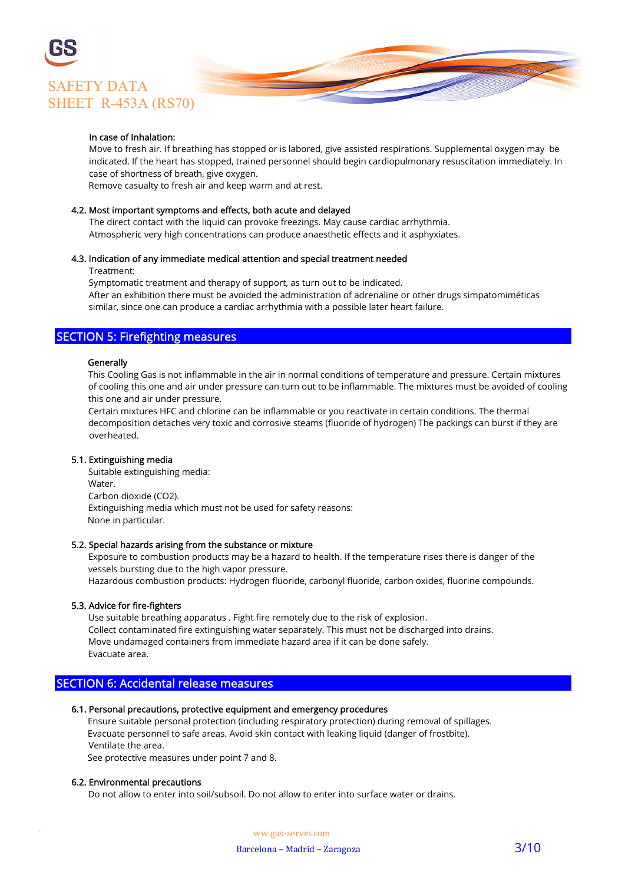**In case of Inhalation:**

Move to fresh air. If breathing has stopped or is labored, give assisted respirations. Supplemental oxygen may be indicated. If the heart has stopped, trained personnel should begin cardiopulmonary resuscitation immediately. In case of shortness of breath, give oxygen.

Remove casualty to fresh air and keep warm and at rest.

### 4.2. Most important symptoms and effects, both acute and delayed

The direct contact with the liquid can provoke freezings. May cause cardiac arrhythmia.

Atmospheric very high concentrations can produce anaesthetic effects and it asphyxiates.

### 4.3. Indication of any immediate medical attention and special treatment needed

Treatment:

Symptomatic treatment and therapy of support, as turn out to be indicated.

After an exhibition there must be avoided the administration of adrenaline or other drugs simpatomiméticas similar, since one can produce a cardiac arrhythmia with a possible later heart failure.

## SECTION 5: Firefighting measures

**Generally**

This Cooling Gas is not inflammable in the air in normal conditions of temperature and pressure. Certain mixtures of cooling this one and air under pressure can turn out to be inflammable. The mixtures must be avoided of cooling this one and air under pressure.

Certain mixtures HFC and chlorine can be inflammable or you reactivate in certain conditions. The thermal decomposition detaches very toxic and corrosive steams (fluoride of hydrogen) The packings can burst if they are overheated.

### 5.1. Extinguishing media

Suitable extinguishing media:

Water.

Carbon dioxide ($CO_2$).

Extinguishing media which must not be used for safety reasons:

None in particular.

### 5.2. Special hazards arising from the substance or mixture

Exposure to combustion products may be a hazard to health. If the temperature rises there is danger of the vessels bursting due to the high vapor pressure.

Hazardous combustion products: Hydrogen fluoride, carbonyl fluoride, carbon oxides, fluorine compounds.

### 5.3. Advice for fire-fighters

Use suitable breathing apparatus . Fight fire remotely due to the risk of explosion.

Collect contaminated fire extinguishing water separately. This must not be discharged into drains.

Move undamaged containers from immediate hazard area if it can be done safely.

Evacuate area.

## SECTION 6: Accidental release measures

### 6.1. Personal precautions, protective equipment and emergency procedures

Ensure suitable personal protection (including respiratory protection) during removal of spillages.

Evacuate personnel to safe areas. Avoid skin contact with leaking liquid (danger of frostbite).

Ventilate the area.

See protective measures under point 7 and 8.

### 6.2. Environmental precautions

Do not allow to enter into soil/subsoil. Do not allow to enter into surface water or drains.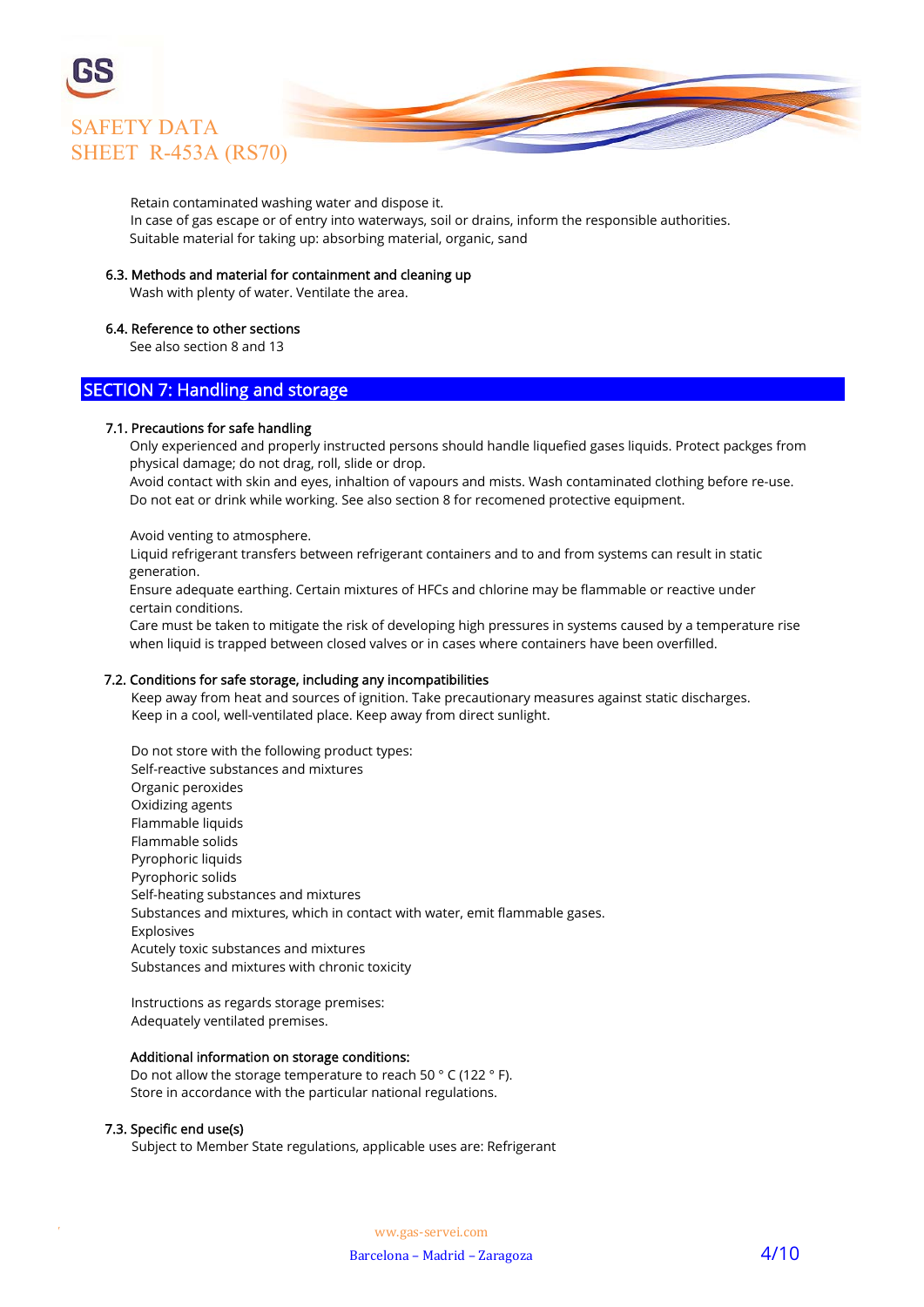Retain contaminated washing water and dispose it.
In case of gas escape or of entry into waterways, soil or drains, inform the responsible authorities.
Suitable material for taking up: absorbing material, organic, sand

### 6.3. Methods and material for containment and cleaning up

Wash with plenty of water. Ventilate the area.

### 6.4. Reference to other sections

See also section 8 and 13

## SECTION 7: Handling and storage

### 7.1. Precautions for safe handling

Only experienced and properly instructed persons should handle liquefied gases liquids. Protect packges from physical damage; do not drag, roll, slide or drop.
Avoid contact with skin and eyes, inhaltion of vapours and mists. Wash contaminated clothing before re-use.
Do not eat or drink while working. See also section 8 for recomened protective equipment.

Avoid venting to atmosphere.
Liquid refrigerant transfers between refrigerant containers and to and from systems can result in static generation.
Ensure adequate earthing. Certain mixtures of HFCs and chlorine may be flammable or reactive under certain conditions.
Care must be taken to mitigate the risk of developing high pressures in systems caused by a temperature rise when liquid is trapped between closed valves or in cases where containers have been overfilled.

### 7.2. Conditions for safe storage, including any incompatibilities

Keep away from heat and sources of ignition. Take precautionary measures against static discharges.
Keep in a cool, well-ventilated place. Keep away from direct sunlight.

Do not store with the following product types:
Self-reactive substances and mixtures
Organic peroxides
Oxidizing agents
Flammable liquids
Flammable solids
Pyrophoric liquids
Pyrophoric solids
Self-heating substances and mixtures
Substances and mixtures, which in contact with water, emit flammable gases.
Explosives
Acutely toxic substances and mixtures
Substances and mixtures with chronic toxicity

Instructions as regards storage premises:
Adequately ventilated premises.

**Additional information on storage conditions:**
Do not allow the storage temperature to reach 50 ° C (122 ° F).
Store in accordance with the particular national regulations.

### 7.3. Specific end use(s)

Subject to Member State regulations, applicable uses are: Refrigerant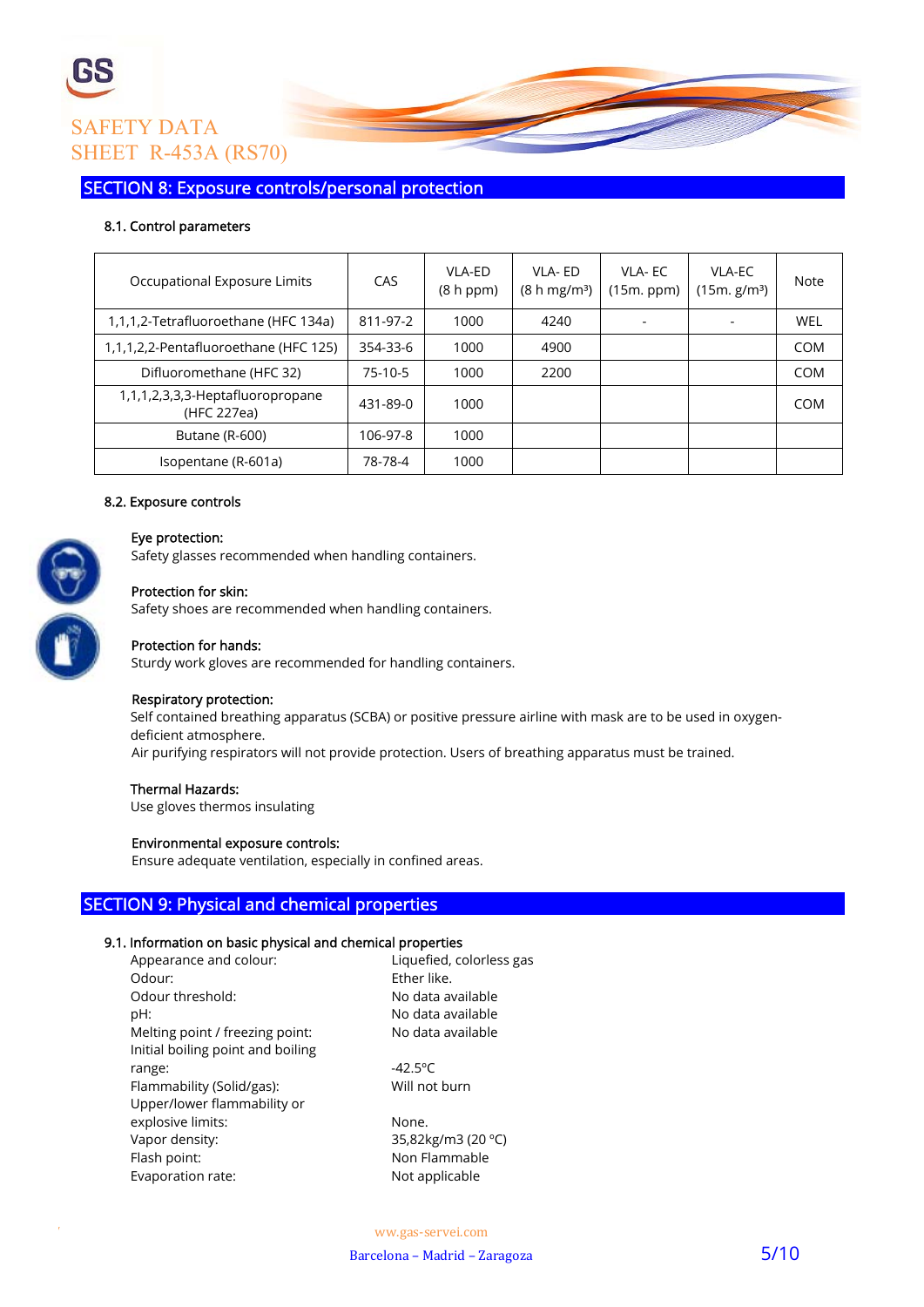## SECTION 8: Exposure controls/personal protection

### 8.1. Control parameters

| Occupational Exposure Limits | CAS | VLA-ED (8 h ppm) | VLA- ED (8 h mg/m³) | VLA- EC (15m. ppm) | VLA-EC (15m. g/m³) | Note |
|---|---|---|---|---|---|---|
| 1,1,1,2-Tetrafluoroethane (HFC 134a) | 811-97-2 | 1000 | 4240 | - | - | WEL |
| 1,1,1,2,2-Pentafluoroethane (HFC 125) | 354-33-6 | 1000 | 4900 | | | COM |
| Difluoromethane (HFC 32) | 75-10-5 | 1000 | 2200 | | | COM |
| 1,1,1,2,3,3,3-Heptafluoropropane (HFC 227ea) | 431-89-0 | 1000 | | | | COM |
| Butane (R-600) | 106-97-8 | 1000 | | | | |
| Isopentane (R-601a) | 78-78-4 | 1000 | | | | |

### 8.2. Exposure controls

**Eye protection:**
Safety glasses recommended when handling containers.

**Protection for skin:**
Safety shoes are recommended when handling containers.

**Protection for hands:**
Sturdy work gloves are recommended for handling containers.

**Respiratory protection:**
Self contained breathing apparatus (SCBA) or positive pressure airline with mask are to be used in oxygen-deficient atmosphere.
Air purifying respirators will not provide protection. Users of breathing apparatus must be trained.

**Thermal Hazards:**
Use gloves thermos insulating

**Environmental exposure controls:**
Ensure adequate ventilation, especially in confined areas.

## SECTION 9: Physical and chemical properties

### 9.1. Information on basic physical and chemical properties

| | |
|---|---|
| Appearance and colour: | Liquefied, colorless gas |
| Odour: | Ether like. |
| Odour threshold: | No data available |
| pH: | No data available |
| Melting point / freezing point: | No data available |
| Initial boiling point and boiling range: | -42.5ºC |
| Flammability (Solid/gas): | Will not burn |
| Upper/lower flammability or explosive limits: | None. |
| Vapor density: | 35,82kg/m3 (20 ºC) |
| Flash point: | Non Flammable |
| Evaporation rate: | Not applicable |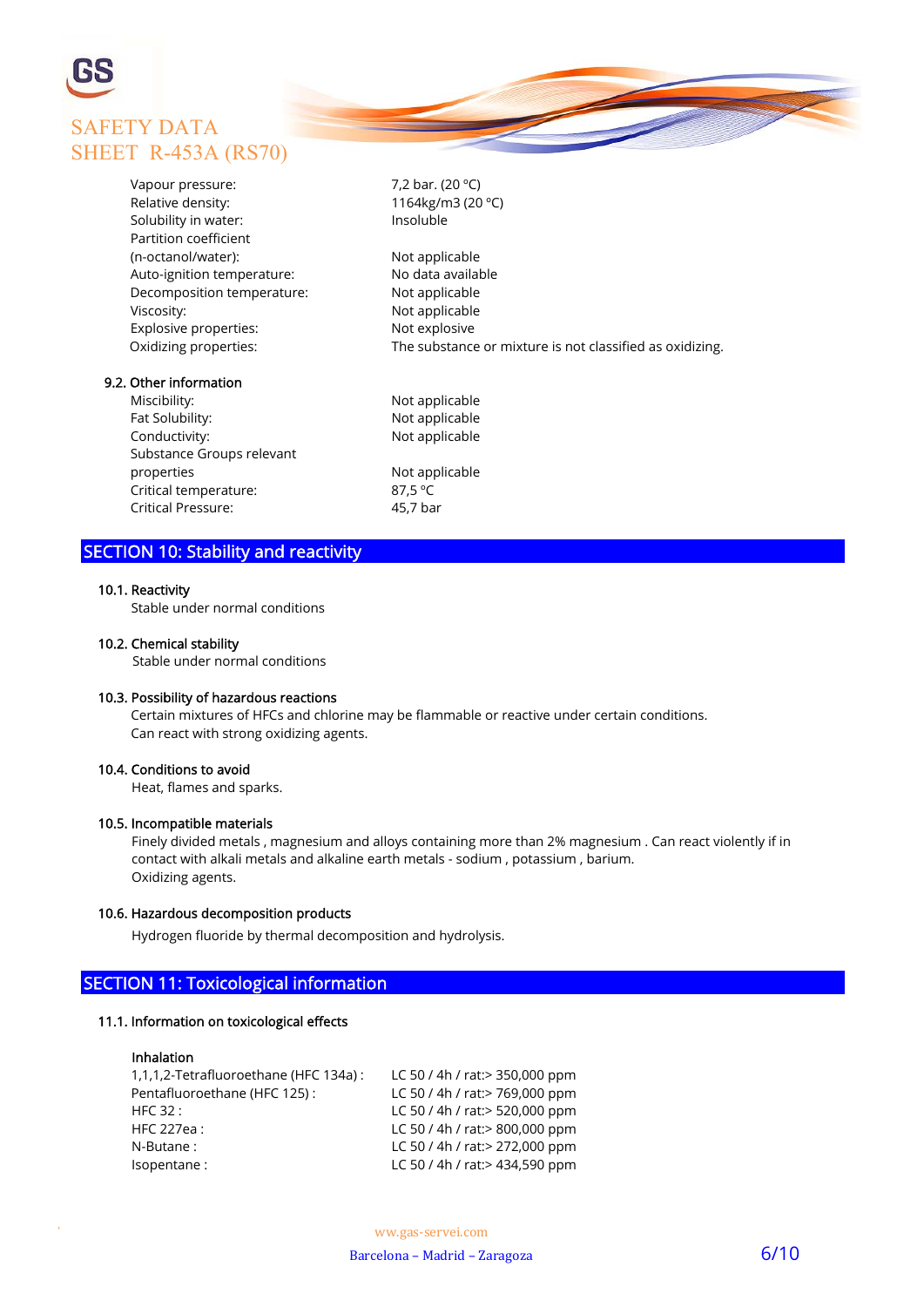| | |
|---|---|
| Vapour pressure: | 7,2 bar. (20 °C) |
| Relative density: | 1164kg/m3 (20 °C) |
| Solubility in water: | Insoluble |
| Partition coefficient (n-octanol/water): | Not applicable |
| Auto-ignition temperature: | No data available |
| Decomposition temperature: | Not applicable |
| Viscosity: | Not applicable |
| Explosive properties: | Not explosive |
| Oxidizing properties: | The substance or mixture is not classified as oxidizing. |

### 9.2. Other information

| | |
|---|---|
| Miscibility: | Not applicable |
| Fat Solubility: | Not applicable |
| Conductivity: | Not applicable |
| Substance Groups relevant properties | Not applicable |
| Critical temperature: | 87,5 °C |
| Critical Pressure: | 45,7 bar |

## SECTION 10: Stability and reactivity

### 10.1. Reactivity

Stable under normal conditions

### 10.2. Chemical stability

Stable under normal conditions

### 10.3. Possibility of hazardous reactions

Certain mixtures of HFCs and chlorine may be flammable or reactive under certain conditions.
Can react with strong oxidizing agents.

### 10.4. Conditions to avoid

Heat, flames and sparks.

### 10.5. Incompatible materials

Finely divided metals , magnesium and alloys containing more than 2% magnesium . Can react violently if in contact with alkali metals and alkaline earth metals - sodium , potassium , barium.
Oxidizing agents.

### 10.6. Hazardous decomposition products

Hydrogen fluoride by thermal decomposition and hydrolysis.

## SECTION 11: Toxicological information

### 11.1. Information on toxicological effects

**Inhalation**

| | |
|---|---|
| 1,1,1,2-Tetrafluoroethane (HFC 134a) : | LC 50 / 4h / rat:> 350,000 ppm |
| Pentafluoroethane (HFC 125) : | LC 50 / 4h / rat:> 769,000 ppm |
| HFC 32 : | LC 50 / 4h / rat:> 520,000 ppm |
| HFC 227ea : | LC 50 / 4h / rat:> 800,000 ppm |
| N-Butane : | LC 50 / 4h / rat:> 272,000 ppm |
| Isopentane : | LC 50 / 4h / rat:> 434,590 ppm |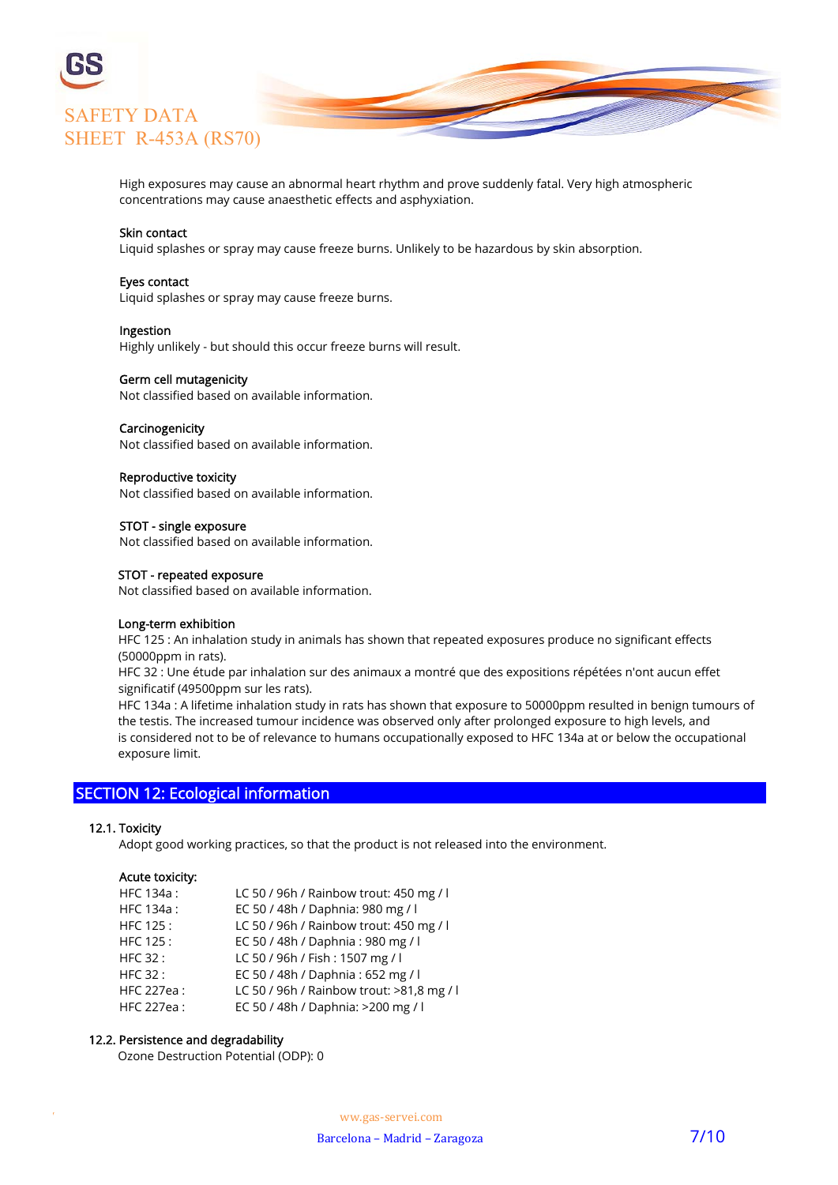High exposures may cause an abnormal heart rhythm and prove suddenly fatal. Very high atmospheric concentrations may cause anaesthetic effects and asphyxiation.

Skin contact
Liquid splashes or spray may cause freeze burns. Unlikely to be hazardous by skin absorption.

Eyes contact
Liquid splashes or spray may cause freeze burns.

Ingestion
Highly unlikely - but should this occur freeze burns will result.

Germ cell mutagenicity
Not classified based on available information.

Carcinogenicity
Not classified based on available information.

Reproductive toxicity
Not classified based on available information.

STOT - single exposure
Not classified based on available information.

STOT - repeated exposure
Not classified based on available information.

Long-term exhibition
HFC 125 : An inhalation study in animals has shown that repeated exposures produce no significant effects (50000ppm in rats).
HFC 32 : Une étude par inhalation sur des animaux a montré que des expositions répétées n'ont aucun effet significatif (49500ppm sur les rats).
HFC 134a : A lifetime inhalation study in rats has shown that exposure to 50000ppm resulted in benign tumours of the testis. The increased tumour incidence was observed only after prolonged exposure to high levels, and is considered not to be of relevance to humans occupationally exposed to HFC 134a at or below the occupational exposure limit.

## SECTION 12: Ecological information

### 12.1. Toxicity

Adopt good working practices, so that the product is not released into the environment.

Acute toxicity:

| | |
|---|---|
| HFC 134a : | LC 50 / 96h / Rainbow trout: 450 mg / l |
| HFC 134a : | EC 50 / 48h / Daphnia: 980 mg / l |
| HFC 125 : | LC 50 / 96h / Rainbow trout: 450 mg / l |
| HFC 125 : | EC 50 / 48h / Daphnia : 980 mg / l |
| HFC 32 : | LC 50 / 96h / Fish : 1507 mg / l |
| HFC 32 : | EC 50 / 48h / Daphnia : 652 mg / l |
| HFC 227ea : | LC 50 / 96h / Rainbow trout: >81,8 mg / l |
| HFC 227ea : | EC 50 / 48h / Daphnia: >200 mg / l |

### 12.2. Persistence and degradability

Ozone Destruction Potential (ODP): 0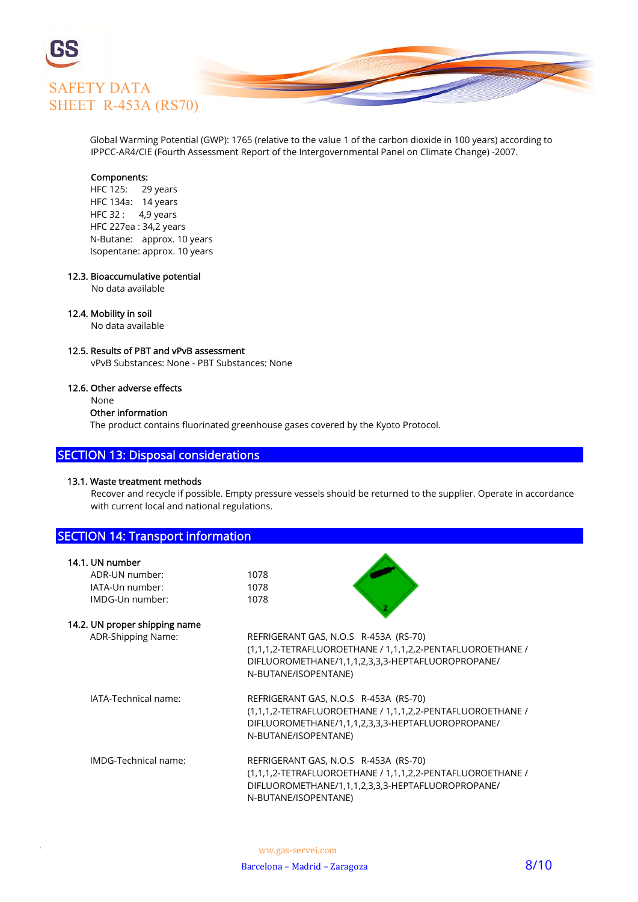Global Warming Potential (GWP): 1765 (relative to the value 1 of the carbon dioxide in 100 years) according to IPPCC-AR4/CIE (Fourth Assessment Report of the Intergovernmental Panel on Climate Change) -2007.

**Components:**

HFC 125: 29 years
HFC 134a: 14 years
HFC 32 : 4,9 years
HFC 227ea : 34,2 years
N-Butane: approx. 10 years
Isopentane: approx. 10 years

### 12.3. Bioaccumulative potential

No data available

### 12.4. Mobility in soil

No data available

### 12.5. Results of PBT and vPvB assessment

vPvB Substances: None - PBT Substances: None

### 12.6. Other adverse effects

None

**Other information**

The product contains fluorinated greenhouse gases covered by the Kyoto Protocol.

## SECTION 13: Disposal considerations

### 13.1. Waste treatment methods

Recover and recycle if possible. Empty pressure vessels should be returned to the supplier. Operate in accordance with current local and national regulations.

## SECTION 14: Transport information

### 14.1. UN number

| | |
|---|---|
| ADR-UN number: | 1078 |
| IATA-Un number: | 1078 |
| IMDG-Un number: | 1078 |

### 14.2. UN proper shipping name

| | |
|---|---|
| ADR-Shipping Name: | REFRIGERANT GAS, N.O.S R-453A (RS-70) (1,1,1,2-TETRAFLUOROETHANE / 1,1,1,2,2-PENTAFLUOROETHANE / DIFLUOROMETHANE/1,1,1,2,3,3,3-HEPTAFLUOROPROPANE/ N-BUTANE/ISOPENTANE) |
| IATA-Technical name: | REFRIGERANT GAS, N.O.S R-453A (RS-70) (1,1,1,2-TETRAFLUOROETHANE / 1,1,1,2,2-PENTAFLUOROETHANE / DIFLUOROMETHANE/1,1,1,2,3,3,3-HEPTAFLUOROPROPANE/ N-BUTANE/ISOPENTANE) |
| IMDG-Technical name: | REFRIGERANT GAS, N.O.S R-453A (RS-70) (1,1,1,2-TETRAFLUOROETHANE / 1,1,1,2,2-PENTAFLUOROETHANE / DIFLUOROMETHANE/1,1,1,2,3,3,3-HEPTAFLUOROPROPANE/ N-BUTANE/ISOPENTANE) |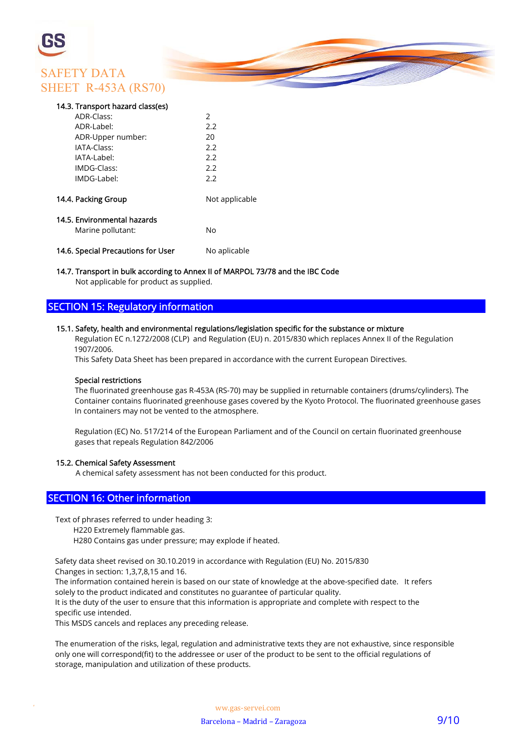**14.3. Transport hazard class(es)**

| | |
|---|---|
| ADR-Class: | 2 |
| ADR-Label: | 2.2 |
| ADR-Upper number: | 20 |
| IATA-Class: | 2.2 |
| IATA-Label: | 2.2 |
| IMDG-Class: | 2.2 |
| IMDG-Label: | 2.2 |

**14.4. Packing Group** Not applicable

**14.5. Environmental hazards**

Marine pollutant: No

**14.6. Special Precautions for User** No aplicable

**14.7. Transport in bulk according to Annex II of MARPOL 73/78 and the IBC Code**

Not applicable for product as supplied.

## SECTION 15: Regulatory information

**15.1. Safety, health and environmental regulations/legislation specific for the substance or mixture**

Regulation EC n.1272/2008 (CLP) and Regulation (EU) n. 2015/830 which replaces Annex II of the Regulation 1907/2006.

This Safety Data Sheet has been prepared in accordance with the current European Directives.

**Special restrictions**

The fluorinated greenhouse gas R-453A (RS-70) may be supplied in returnable containers (drums/cylinders). The Container contains fluorinated greenhouse gases covered by the Kyoto Protocol. The fluorinated greenhouse gases In containers may not be vented to the atmosphere.

Regulation (EC) No. 517/214 of the European Parliament and of the Council on certain fluorinated greenhouse gases that repeals Regulation 842/2006

**15.2. Chemical Safety Assessment**

A chemical safety assessment has not been conducted for this product.

## SECTION 16: Other information

Text of phrases referred to under heading 3:

H220 Extremely flammable gas.

H280 Contains gas under pressure; may explode if heated.

Safety data sheet revised on 30.10.2019 in accordance with Regulation (EU) No. 2015/830

Changes in section: 1,3,7,8,15 and 16.

The information contained herein is based on our state of knowledge at the above-specified date. It refers solely to the product indicated and constitutes no guarantee of particular quality.

It is the duty of the user to ensure that this information is appropriate and complete with respect to the specific use intended.

This MSDS cancels and replaces any preceding release.

The enumeration of the risks, legal, regulation and administrative texts they are not exhaustive, since responsible only one will correspond(fit) to the addressee or user of the product to be sent to the official regulations of storage, manipulation and utilization of these products.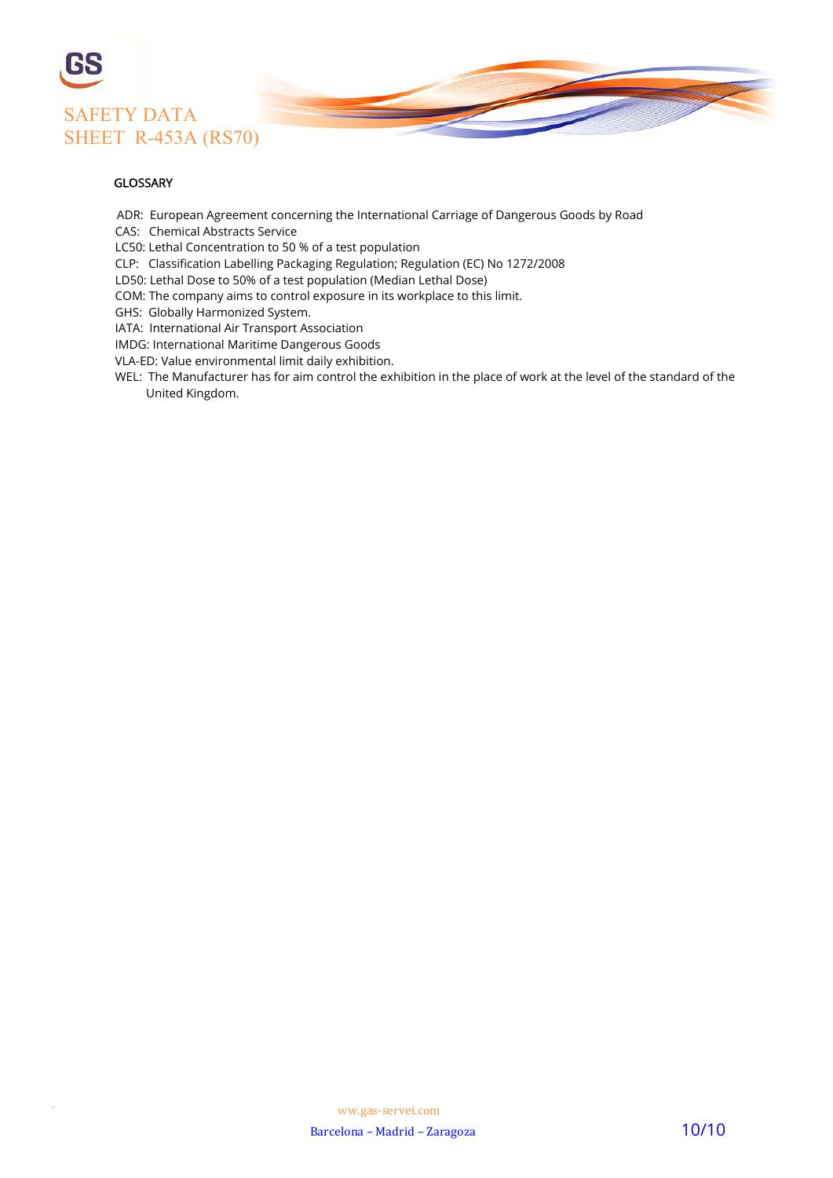## GLOSSARY

ADR: European Agreement concerning the International Carriage of Dangerous Goods by Road
CAS: Chemical Abstracts Service
LC50: Lethal Concentration to 50 % of a test population
CLP: Classification Labelling Packaging Regulation; Regulation (EC) No 1272/2008
LD50: Lethal Dose to 50% of a test population (Median Lethal Dose)
COM: The company aims to control exposure in its workplace to this limit.
GHS: Globally Harmonized System.
IATA: International Air Transport Association
IMDG: International Maritime Dangerous Goods
VLA-ED: Value environmental limit daily exhibition.
WEL: The Manufacturer has for aim control the exhibition in the place of work at the level of the standard of the United Kingdom.